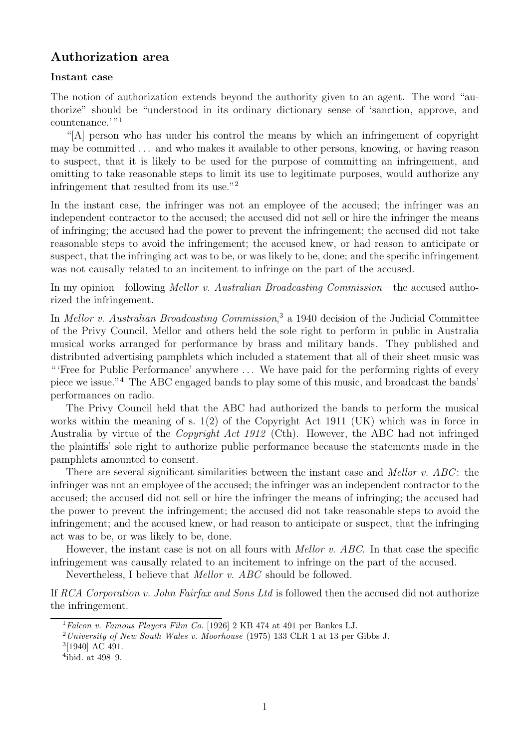## Authorization area

### Instant case

The notion of authorization extends beyond the authority given to an agent. The word "authorize" should be "understood in its ordinary dictionary sense of 'sanction, approve, and countenance.'"[1]

"[A] person who has under his control the means by which an infringement of copyright may be committed . . . and who makes it available to other persons, knowing, or having reason to suspect, that it is likely to be used for the purpose of committing an infringement, and omitting to take reasonable steps to limit its use to legitimate purposes, would authorize any infringement that resulted from its use."[2]

In the instant case, the infringer was not an employee of the accused; the infringer was an independent contractor to the accused; the accused did not sell or hire the infringer the means of infringing; the accused had the power to prevent the infringement; the accused did not take reasonable steps to avoid the infringement; the accused knew, or had reason to anticipate or suspect, that the infringing act was to be, or was likely to be, done; and the specific infringement was not causally related to an incitement to infringe on the part of the accused.

In my opinion—following *Mellor v. Australian Broadcasting Commission*—the accused authorized the infringement.

In *Mellor v. Australian Broadcasting Commission*,[3] a 1940 decision of the Judicial Committee of the Privy Council, Mellor and others held the sole right to perform in public in Australia musical works arranged for performance by brass and military bands. They published and distributed advertising pamphlets which included a statement that all of their sheet music was "'Free for Public Performance' anywhere . . . We have paid for the performing rights of every piece we issue."[4] The ABC engaged bands to play some of this music, and broadcast the bands' performances on radio.

The Privy Council held that the ABC had authorized the bands to perform the musical works within the meaning of s. 1(2) of the Copyright Act 1911 (UK) which was in force in Australia by virtue of the *Copyright Act 1912* (Cth). However, the ABC had not infringed the plaintiffs' sole right to authorize public performance because the statements made in the pamphlets amounted to consent.

There are several significant similarities between the instant case and *Mellor v. ABC*: the infringer was not an employee of the accused; the infringer was an independent contractor to the accused; the accused did not sell or hire the infringer the means of infringing; the accused had the power to prevent the infringement; the accused did not take reasonable steps to avoid the infringement; and the accused knew, or had reason to anticipate or suspect, that the infringing act was to be, or was likely to be, done.

However, the instant case is not on all fours with *Mellor v. ABC*. In that case the specific infringement was causally related to an incitement to infringe on the part of the accused.

Nevertheless, I believe that *Mellor v. ABC* should be followed.

If *RCA Corporation v. John Fairfax and Sons Ltd* is followed then the accused did not authorize the infringement.

---

[1] *Falcon v. Famous Players Film Co.* [1926] 2 KB 474 at 491 per Bankes LJ.

[2] *University of New South Wales v. Moorhouse* (1975) 133 CLR 1 at 13 per Gibbs J.

[3] [1940] AC 491.

[4] ibid. at 498–9.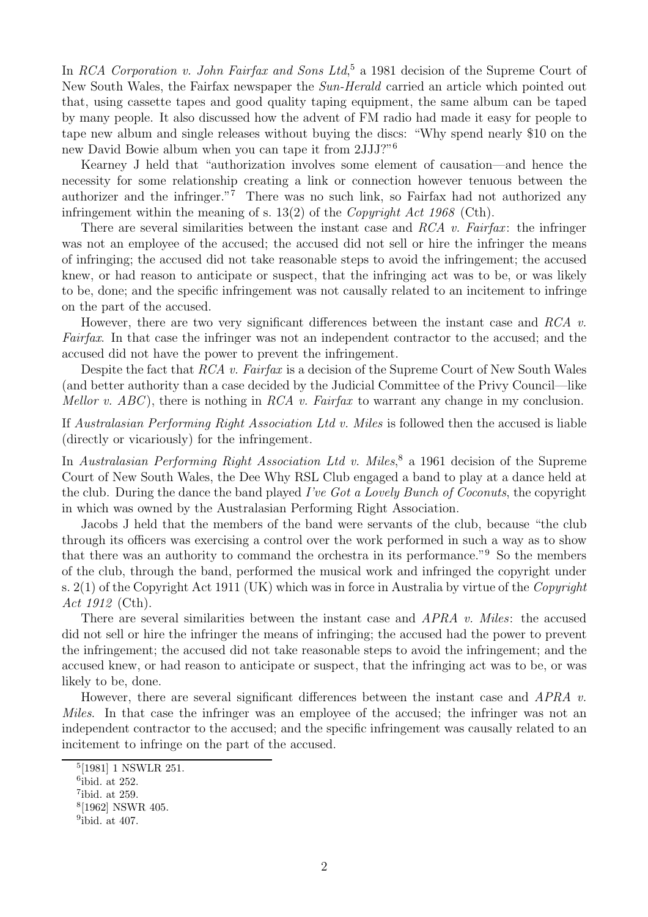In *RCA Corporation v. John Fairfax and Sons Ltd*,[5] a 1981 decision of the Supreme Court of New South Wales, the Fairfax newspaper the *Sun-Herald* carried an article which pointed out that, using cassette tapes and good quality taping equipment, the same album can be taped by many people. It also discussed how the advent of FM radio had made it easy for people to tape new album and single releases without buying the discs: "Why spend nearly $10 on the new David Bowie album when you can tape it from 2JJJ?"[6]

Kearney J held that "authorization involves some element of causation—and hence the necessity for some relationship creating a link or connection however tenuous between the authorizer and the infringer."[7] There was no such link, so Fairfax had not authorized any infringement within the meaning of s. 13(2) of the *Copyright Act 1968* (Cth).

There are several similarities between the instant case and *RCA v. Fairfax*: the infringer was not an employee of the accused; the accused did not sell or hire the infringer the means of infringing; the accused did not take reasonable steps to avoid the infringement; the accused knew, or had reason to anticipate or suspect, that the infringing act was to be, or was likely to be, done; and the specific infringement was not causally related to an incitement to infringe on the part of the accused.

However, there are two very significant differences between the instant case and *RCA v. Fairfax*. In that case the infringer was not an independent contractor to the accused; and the accused did not have the power to prevent the infringement.

Despite the fact that *RCA v. Fairfax* is a decision of the Supreme Court of New South Wales (and better authority than a case decided by the Judicial Committee of the Privy Council—like *Mellor v. ABC*), there is nothing in *RCA v. Fairfax* to warrant any change in my conclusion.

If *Australasian Performing Right Association Ltd v. Miles* is followed then the accused is liable (directly or vicariously) for the infringement.

In *Australasian Performing Right Association Ltd v. Miles*,[8] a 1961 decision of the Supreme Court of New South Wales, the Dee Why RSL Club engaged a band to play at a dance held at the club. During the dance the band played *I've Got a Lovely Bunch of Coconuts*, the copyright in which was owned by the Australasian Performing Right Association.

Jacobs J held that the members of the band were servants of the club, because "the club through its officers was exercising a control over the work performed in such a way as to show that there was an authority to command the orchestra in its performance."[9] So the members of the club, through the band, performed the musical work and infringed the copyright under s. 2(1) of the Copyright Act 1911 (UK) which was in force in Australia by virtue of the *Copyright Act 1912* (Cth).

There are several similarities between the instant case and *APRA v. Miles*: the accused did not sell or hire the infringer the means of infringing; the accused had the power to prevent the infringement; the accused did not take reasonable steps to avoid the infringement; and the accused knew, or had reason to anticipate or suspect, that the infringing act was to be, or was likely to be, done.

However, there are several significant differences between the instant case and *APRA v. Miles*. In that case the infringer was an employee of the accused; the infringer was not an independent contractor to the accused; and the specific infringement was causally related to an incitement to infringe on the part of the accused.

---

[5] [1981] 1 NSWLR 251.

[6] ibid. at 252.

[7] ibid. at 259.

[8] [1962] NSWR 405.

[9] ibid. at 407.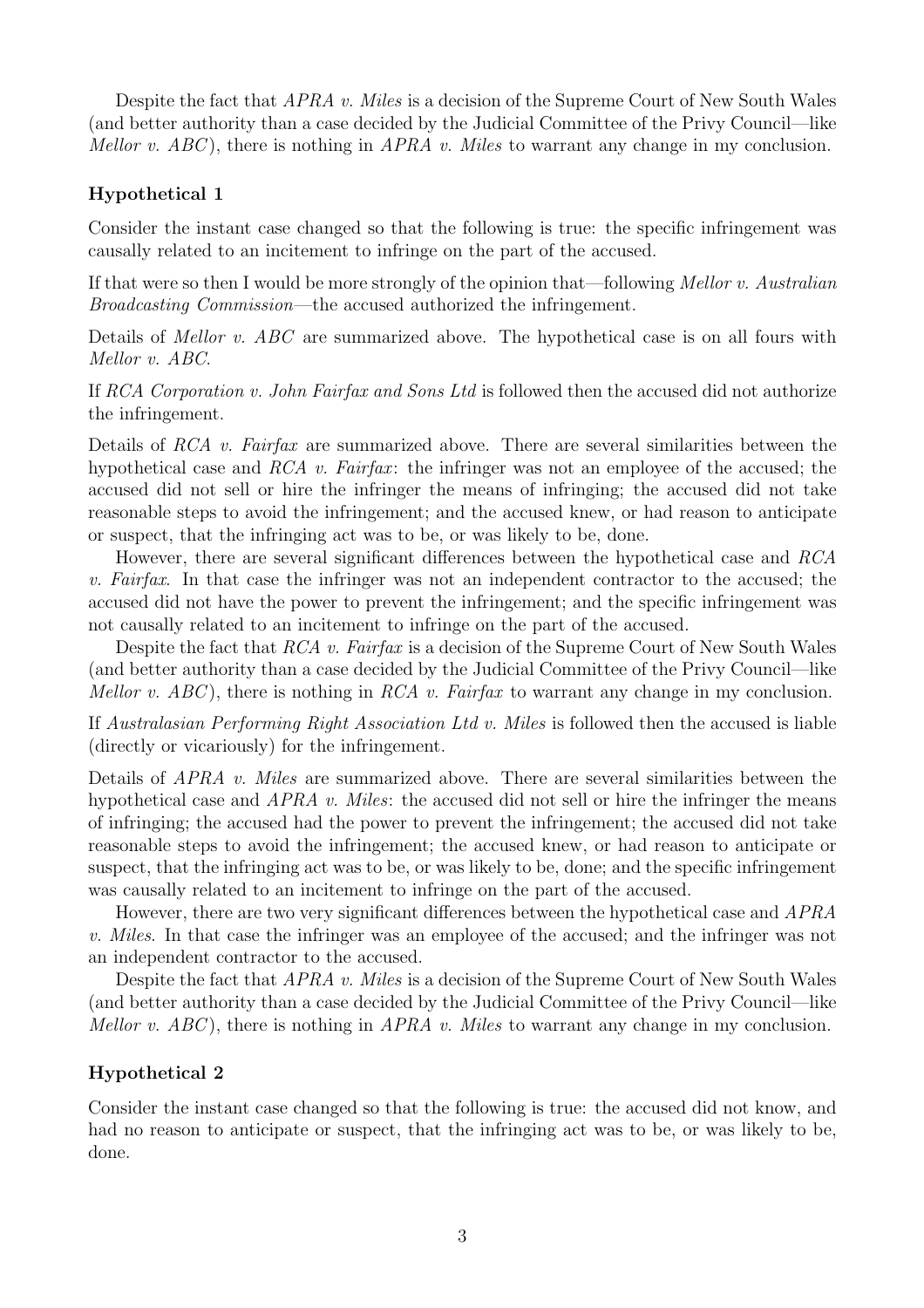Despite the fact that *APRA v. Miles* is a decision of the Supreme Court of New South Wales (and better authority than a case decided by the Judicial Committee of the Privy Council—like *Mellor v. ABC*), there is nothing in *APRA v. Miles* to warrant any change in my conclusion.

### Hypothetical 1

Consider the instant case changed so that the following is true: the specific infringement was causally related to an incitement to infringe on the part of the accused.

If that were so then I would be more strongly of the opinion that—following *Mellor v. Australian Broadcasting Commission*—the accused authorized the infringement.

Details of *Mellor v. ABC* are summarized above. The hypothetical case is on all fours with *Mellor v. ABC*.

If *RCA Corporation v. John Fairfax and Sons Ltd* is followed then the accused did not authorize the infringement.

Details of *RCA v. Fairfax* are summarized above. There are several similarities between the hypothetical case and *RCA v. Fairfax*: the infringer was not an employee of the accused; the accused did not sell or hire the infringer the means of infringing; the accused did not take reasonable steps to avoid the infringement; and the accused knew, or had reason to anticipate or suspect, that the infringing act was to be, or was likely to be, done.

However, there are several significant differences between the hypothetical case and *RCA v. Fairfax*. In that case the infringer was not an independent contractor to the accused; the accused did not have the power to prevent the infringement; and the specific infringement was not causally related to an incitement to infringe on the part of the accused.

Despite the fact that *RCA v. Fairfax* is a decision of the Supreme Court of New South Wales (and better authority than a case decided by the Judicial Committee of the Privy Council—like *Mellor v. ABC*), there is nothing in *RCA v. Fairfax* to warrant any change in my conclusion.

If *Australasian Performing Right Association Ltd v. Miles* is followed then the accused is liable (directly or vicariously) for the infringement.

Details of *APRA v. Miles* are summarized above. There are several similarities between the hypothetical case and *APRA v. Miles*: the accused did not sell or hire the infringer the means of infringing; the accused had the power to prevent the infringement; the accused did not take reasonable steps to avoid the infringement; the accused knew, or had reason to anticipate or suspect, that the infringing act was to be, or was likely to be, done; and the specific infringement was causally related to an incitement to infringe on the part of the accused.

However, there are two very significant differences between the hypothetical case and *APRA v. Miles*. In that case the infringer was an employee of the accused; and the infringer was not an independent contractor to the accused.

Despite the fact that *APRA v. Miles* is a decision of the Supreme Court of New South Wales (and better authority than a case decided by the Judicial Committee of the Privy Council—like *Mellor v. ABC*), there is nothing in *APRA v. Miles* to warrant any change in my conclusion.

### Hypothetical 2

Consider the instant case changed so that the following is true: the accused did not know, and had no reason to anticipate or suspect, that the infringing act was to be, or was likely to be, done.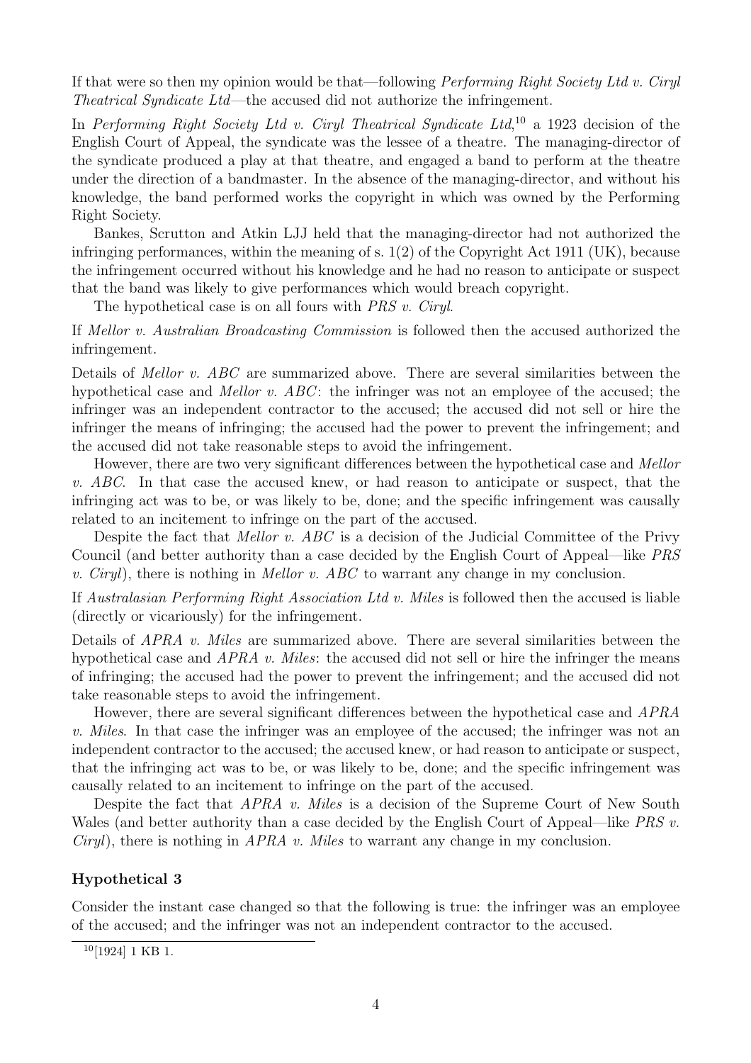If that were so then my opinion would be that—following *Performing Right Society Ltd v. Ciryl Theatrical Syndicate Ltd*—the accused did not authorize the infringement.

In *Performing Right Society Ltd v. Ciryl Theatrical Syndicate Ltd*,[10] a 1923 decision of the English Court of Appeal, the syndicate was the lessee of a theatre. The managing-director of the syndicate produced a play at that theatre, and engaged a band to perform at the theatre under the direction of a bandmaster. In the absence of the managing-director, and without his knowledge, the band performed works the copyright in which was owned by the Performing Right Society.

Bankes, Scrutton and Atkin LJJ held that the managing-director had not authorized the infringing performances, within the meaning of s. 1(2) of the Copyright Act 1911 (UK), because the infringement occurred without his knowledge and he had no reason to anticipate or suspect that the band was likely to give performances which would breach copyright.

The hypothetical case is on all fours with *PRS v. Ciryl*.

If *Mellor v. Australian Broadcasting Commission* is followed then the accused authorized the infringement.

Details of *Mellor v. ABC* are summarized above. There are several similarities between the hypothetical case and *Mellor v. ABC*: the infringer was not an employee of the accused; the infringer was an independent contractor to the accused; the accused did not sell or hire the infringer the means of infringing; the accused had the power to prevent the infringement; and the accused did not take reasonable steps to avoid the infringement.

However, there are two very significant differences between the hypothetical case and *Mellor v. ABC*. In that case the accused knew, or had reason to anticipate or suspect, that the infringing act was to be, or was likely to be, done; and the specific infringement was causally related to an incitement to infringe on the part of the accused.

Despite the fact that *Mellor v. ABC* is a decision of the Judicial Committee of the Privy Council (and better authority than a case decided by the English Court of Appeal—like *PRS v. Ciryl*), there is nothing in *Mellor v. ABC* to warrant any change in my conclusion.

If *Australasian Performing Right Association Ltd v. Miles* is followed then the accused is liable (directly or vicariously) for the infringement.

Details of *APRA v. Miles* are summarized above. There are several similarities between the hypothetical case and *APRA v. Miles*: the accused did not sell or hire the infringer the means of infringing; the accused had the power to prevent the infringement; and the accused did not take reasonable steps to avoid the infringement.

However, there are several significant differences between the hypothetical case and *APRA v. Miles*. In that case the infringer was an employee of the accused; the infringer was not an independent contractor to the accused; the accused knew, or had reason to anticipate or suspect, that the infringing act was to be, or was likely to be, done; and the specific infringement was causally related to an incitement to infringe on the part of the accused.

Despite the fact that *APRA v. Miles* is a decision of the Supreme Court of New South Wales (and better authority than a case decided by the English Court of Appeal—like *PRS v. Ciryl*), there is nothing in *APRA v. Miles* to warrant any change in my conclusion.

### Hypothetical 3

Consider the instant case changed so that the following is true: the infringer was an employee of the accused; and the infringer was not an independent contractor to the accused.

[10] [1924] 1 KB 1.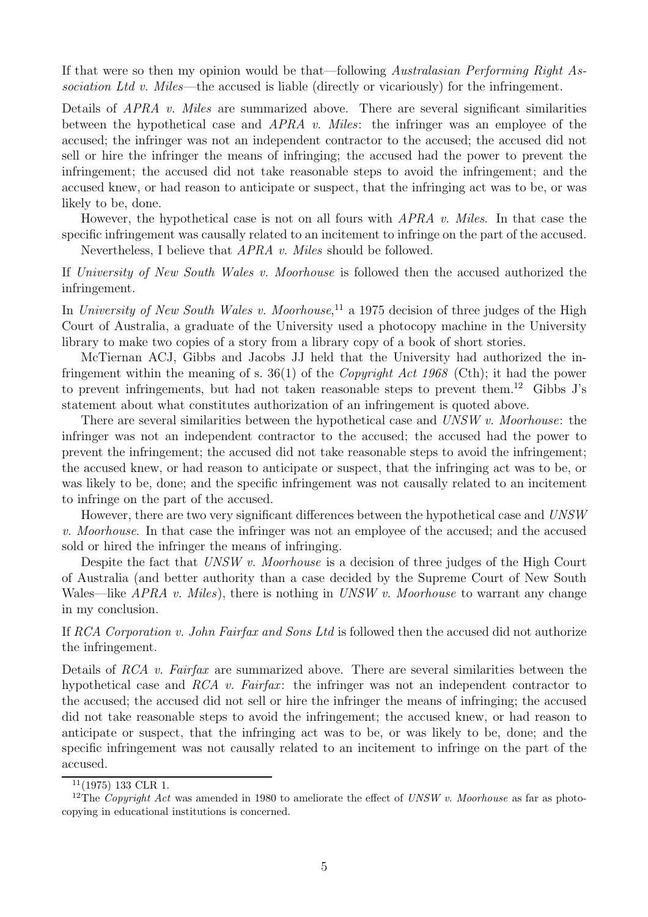If that were so then my opinion would be that—following *Australasian Performing Right Association Ltd v. Miles*—the accused is liable (directly or vicariously) for the infringement.

Details of *APRA v. Miles* are summarized above. There are several significant similarities between the hypothetical case and *APRA v. Miles*: the infringer was an employee of the accused; the infringer was not an independent contractor to the accused; the accused did not sell or hire the infringer the means of infringing; the accused had the power to prevent the infringement; the accused did not take reasonable steps to avoid the infringement; and the accused knew, or had reason to anticipate or suspect, that the infringing act was to be, or was likely to be, done.

However, the hypothetical case is not on all fours with *APRA v. Miles*. In that case the specific infringement was causally related to an incitement to infringe on the part of the accused.

Nevertheless, I believe that *APRA v. Miles* should be followed.

If *University of New South Wales v. Moorhouse* is followed then the accused authorized the infringement.

In *University of New South Wales v. Moorhouse*,[11] a 1975 decision of three judges of the High Court of Australia, a graduate of the University used a photocopy machine in the University library to make two copies of a story from a library copy of a book of short stories.

McTiernan ACJ, Gibbs and Jacobs JJ held that the University had authorized the infringement within the meaning of s. 36(1) of the *Copyright Act 1968* (Cth); it had the power to prevent infringements, but had not taken reasonable steps to prevent them.[12] Gibbs J's statement about what constitutes authorization of an infringement is quoted above.

There are several similarities between the hypothetical case and *UNSW v. Moorhouse*: the infringer was not an independent contractor to the accused; the accused had the power to prevent the infringement; the accused did not take reasonable steps to avoid the infringement; the accused knew, or had reason to anticipate or suspect, that the infringing act was to be, or was likely to be, done; and the specific infringement was not causally related to an incitement to infringe on the part of the accused.

However, there are two very significant differences between the hypothetical case and *UNSW v. Moorhouse*. In that case the infringer was not an employee of the accused; and the accused sold or hired the infringer the means of infringing.

Despite the fact that *UNSW v. Moorhouse* is a decision of three judges of the High Court of Australia (and better authority than a case decided by the Supreme Court of New South Wales—like *APRA v. Miles*), there is nothing in *UNSW v. Moorhouse* to warrant any change in my conclusion.

If *RCA Corporation v. John Fairfax and Sons Ltd* is followed then the accused did not authorize the infringement.

Details of *RCA v. Fairfax* are summarized above. There are several similarities between the hypothetical case and *RCA v. Fairfax*: the infringer was not an independent contractor to the accused; the accused did not sell or hire the infringer the means of infringing; the accused did not take reasonable steps to avoid the infringement; the accused knew, or had reason to anticipate or suspect, that the infringing act was to be, or was likely to be, done; and the specific infringement was not causally related to an incitement to infringe on the part of the accused.

[11] (1975) 133 CLR 1.

[12] The *Copyright Act* was amended in 1980 to ameliorate the effect of *UNSW v. Moorhouse* as far as photocopying in educational institutions is concerned.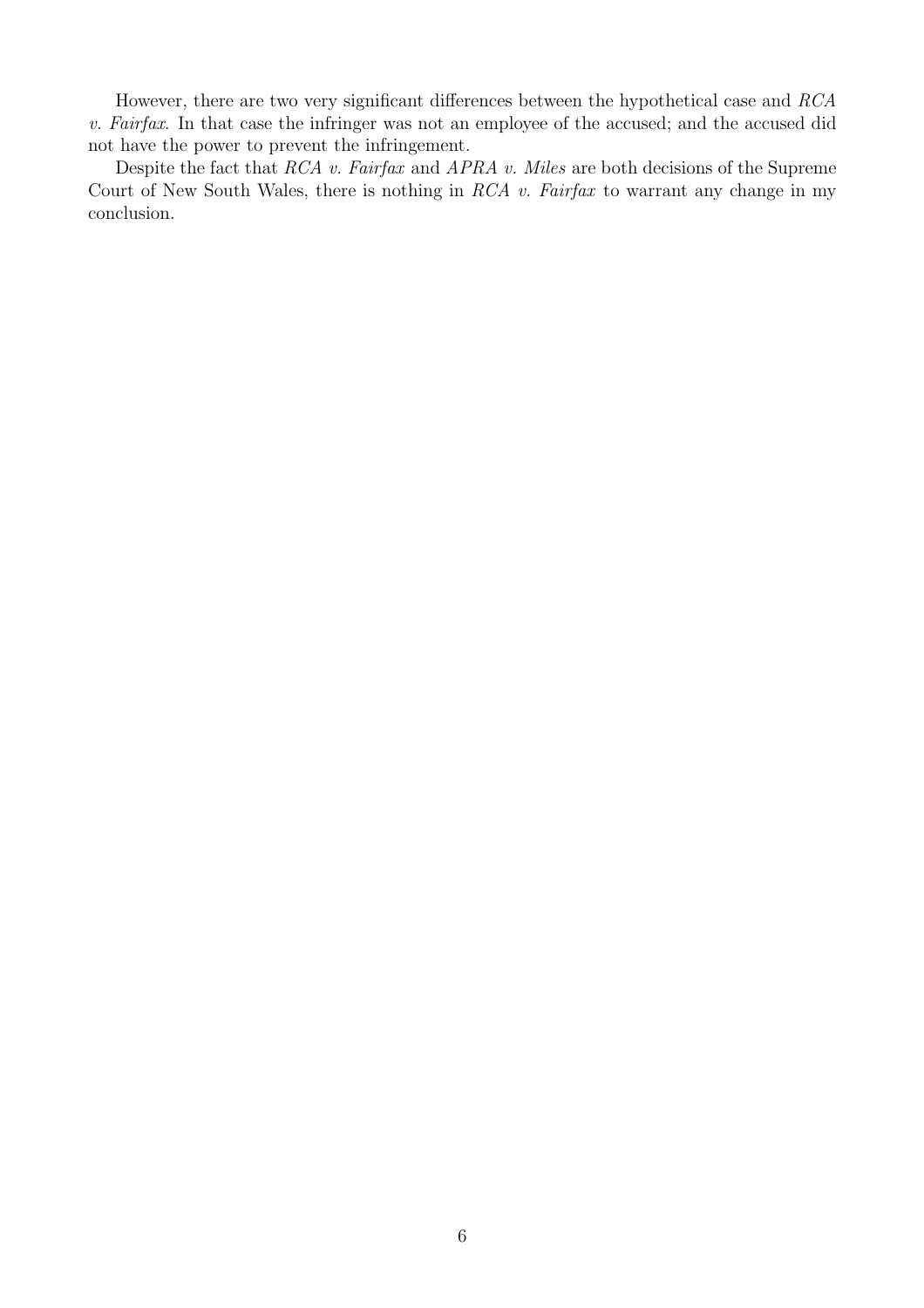However, there are two very significant differences between the hypothetical case and *RCA v. Fairfax*. In that case the infringer was not an employee of the accused; and the accused did not have the power to prevent the infringement.

Despite the fact that *RCA v. Fairfax* and *APRA v. Miles* are both decisions of the Supreme Court of New South Wales, there is nothing in *RCA v. Fairfax* to warrant any change in my conclusion.